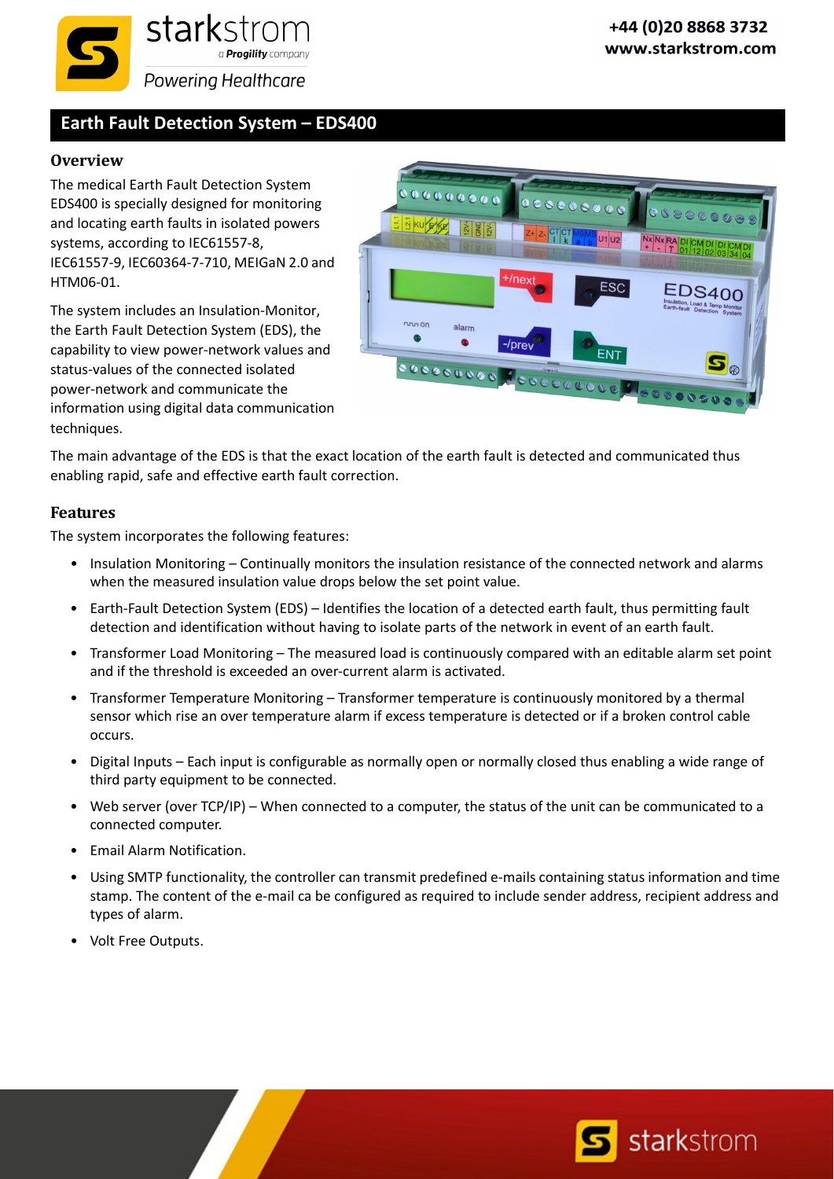# Earth Fault Detection System – EDS400

## Overview

The medical Earth Fault Detection System EDS400 is specially designed for monitoring and locating earth faults in isolated powers systems, according to IEC61557-8, IEC61557-9, IEC60364-7-710, MEIGaN 2.0 and HTM06-01.

The system includes an Insulation-Monitor, the Earth Fault Detection System (EDS), the capability to view power-network values and status-values of the connected isolated power-network and communicate the information using digital data communication techniques.

The main advantage of the EDS is that the exact location of the earth fault is detected and communicated thus enabling rapid, safe and effective earth fault correction.

## Features

The system incorporates the following features:

- Insulation Monitoring – Continually monitors the insulation resistance of the connected network and alarms when the measured insulation value drops below the set point value.
- Earth-Fault Detection System (EDS) – Identifies the location of a detected earth fault, thus permitting fault detection and identification without having to isolate parts of the network in event of an earth fault.
- Transformer Load Monitoring – The measured load is continuously compared with an editable alarm set point and if the threshold is exceeded an over-current alarm is activated.
- Transformer Temperature Monitoring – Transformer temperature is continuously monitored by a thermal sensor which rise an over temperature alarm if excess temperature is detected or if a broken control cable occurs.
- Digital Inputs – Each input is configurable as normally open or normally closed thus enabling a wide range of third party equipment to be connected.
- Web server (over TCP/IP) – When connected to a computer, the status of the unit can be communicated to a connected computer.
- Email Alarm Notification.
- Using SMTP functionality, the controller can transmit predefined e-mails containing status information and time stamp. The content of the e-mail ca be configured as required to include sender address, recipient address and types of alarm.
- Volt Free Outputs.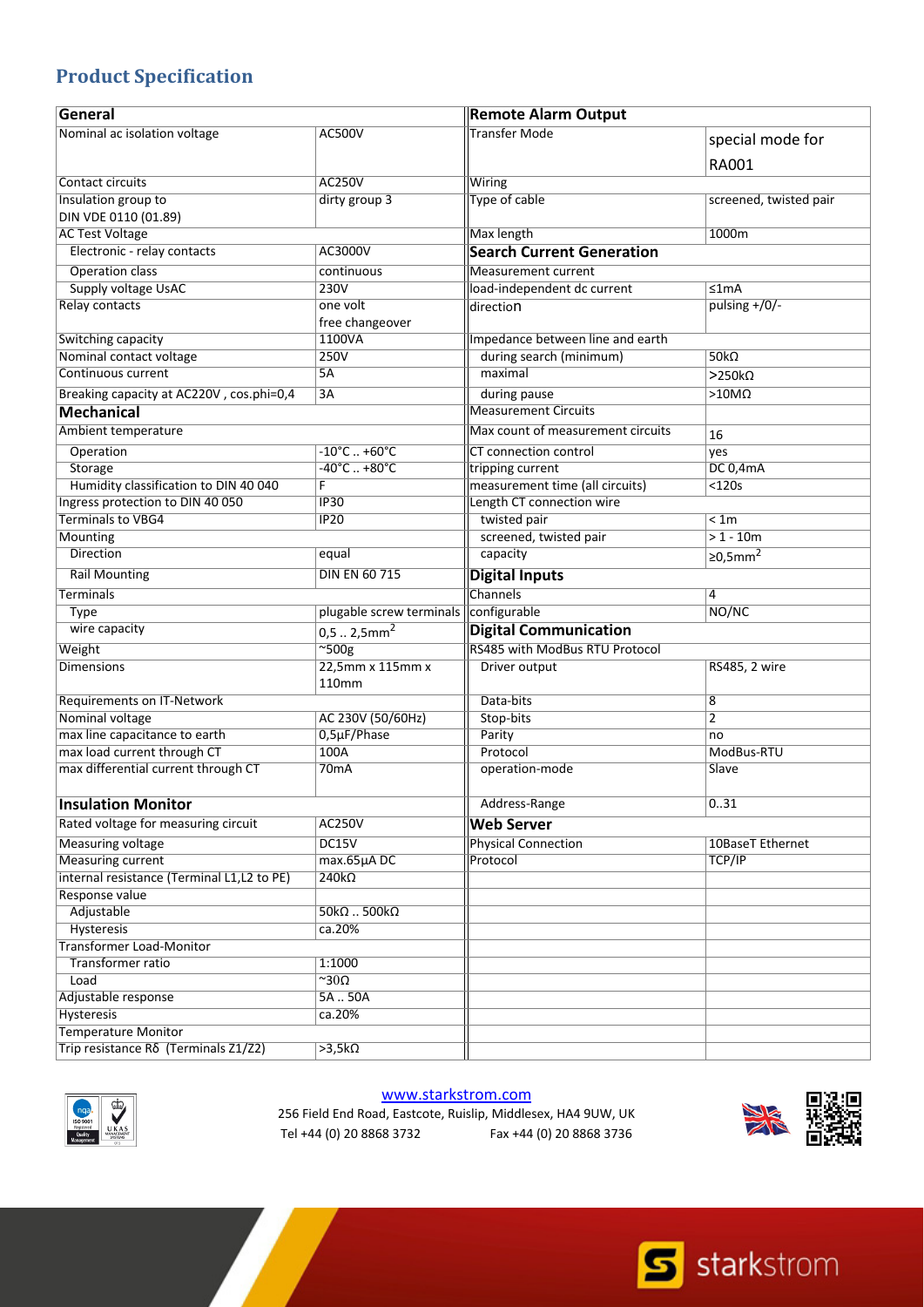## Product Specification

| | | | |
|---|---|---|---|
| **General** | | **Remote Alarm Output** | |
| Nominal ac isolation voltage | AC500V | Transfer Mode | special mode for RA001 |
| Contact circuits | AC250V | Wiring | |
| Insulation group to DIN VDE 0110 (01.89) | dirty group 3 | Type of cable | screened, twisted pair |
| AC Test Voltage | | Max length | 1000m |
| Electronic - relay contacts | AC3000V | **Search Current Generation** | |
| Operation class | continuous | Measurement current | |
| Supply voltage UsAC | 230V | load-independent dc current | ≤1mA |
| Relay contacts | one volt free changeover | direction | pulsing +/0/- |
| Switching capacity | 1100VA | Impedance between line and earth | |
| Nominal contact voltage | 250V | during search (minimum) | 50kΩ |
| Continuous current | 5A | maximal | >250kΩ |
| Breaking capacity at AC220V , cos.phi=0,4 | 3A | during pause | >10MΩ |
| **Mechanical** | | Measurement Circuits | |
| Ambient temperature | | Max count of measurement circuits | 16 |
| Operation | -10°C .. +60°C | CT connection control | yes |
| Storage | -40°C .. +80°C | tripping current | DC 0,4mA |
| Humidity classification to DIN 40 040 | F | measurement time (all circuits) | <120s |
| Ingress protection to DIN 40 050 | IP30 | Length CT connection wire | |
| Terminals to VBG4 | IP20 | twisted pair | < 1m |
| Mounting | | screened, twisted pair | > 1 - 10m |
| Direction | equal | capacity | ≥0,5mm$^2$ |
| Rail Mounting | DIN EN 60 715 | **Digital Inputs** | |
| Terminals | | Channels | 4 |
| Type | plugable screw terminals | configurable | NO/NC |
| wire capacity | 0,5 .. 2,5mm$^2$ | **Digital Communication** | |
| Weight | ~500g | RS485 with ModBus RTU Protocol | |
| Dimensions | 22,5mm x 115mm x 110mm | Driver output | RS485, 2 wire |
| Requirements on IT-Network | | Data-bits | 8 |
| Nominal voltage | AC 230V (50/60Hz) | Stop-bits | 2 |
| max line capacitance to earth | 0,5µF/Phase | Parity | no |
| max load current through CT | 100A | Protocol | ModBus-RTU |
| max differential current through CT | 70mA | operation-mode | Slave |
| **Insulation Monitor** | | Address-Range | 0..31 |
| Rated voltage for measuring circuit | AC250V | **Web Server** | |
| Measuring voltage | DC15V | Physical Connection | 10BaseT Ethernet |
| Measuring current | max.65µA DC | Protocol | TCP/IP |
| internal resistance (Terminal L1,L2 to PE) | 240kΩ | | |
| Response value | | | |
| Adjustable | 50kΩ .. 500kΩ | | |
| Hysteresis | ca.20% | | |
| Transformer Load-Monitor | | | |
| Transformer ratio | 1:1000 | | |
| Load | ~30Ω | | |
| Adjustable response | 5A .. 50A | | |
| Hysteresis | ca.20% | | |
| Temperature Monitor | | | |
| Trip resistance Rδ (Terminals Z1/Z2) | >3,5kΩ | | |

www.starkstrom.com
256 Field End Road, Eastcote, Ruislip, Middlesex, HA4 9UW, UK
Tel +44 (0) 20 8868 3732 Fax +44 (0) 20 8868 3736

starkstrom